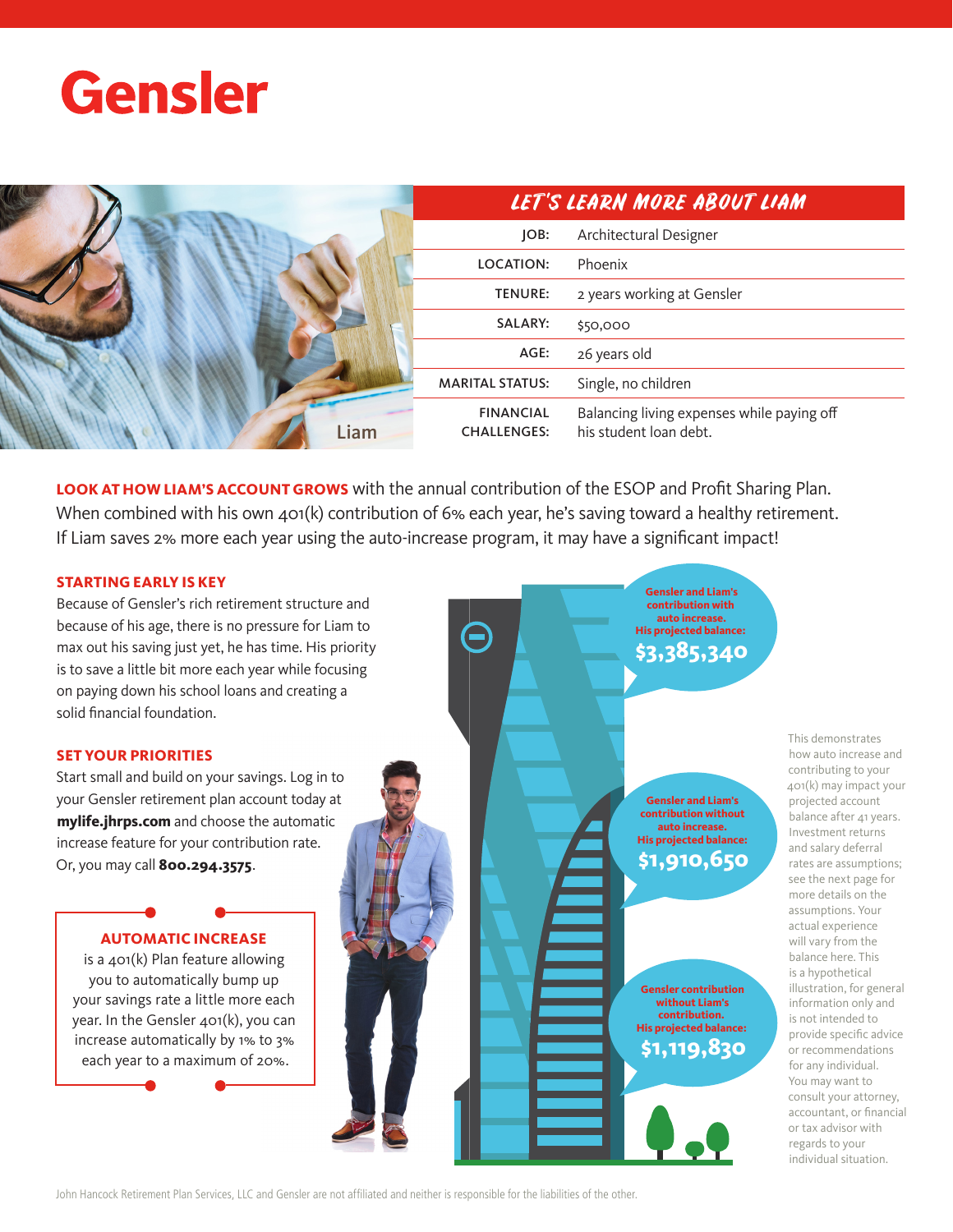# Gensler

Liam

## LET'S LEARN MORE ABOUT LIAM

| | |
|---|---|
| JOB: | Architectural Designer |
| LOCATION: | Phoenix |
| TENURE: | 2 years working at Gensler |
| SALARY: | $50,000 |
| AGE: | 26 years old |
| MARITAL STATUS: | Single, no children |
| FINANCIAL CHALLENGES: | Balancing living expenses while paying off his student loan debt. |

**LOOK AT HOW LIAM'S ACCOUNT GROWS** with the annual contribution of the ESOP and Profit Sharing Plan. When combined with his own 401(k) contribution of 6% each year, he's saving toward a healthy retirement. If Liam saves 2% more each year using the auto-increase program, it may have a significant impact!

### STARTING EARLY IS KEY

Because of Gensler's rich retirement structure and because of his age, there is no pressure for Liam to max out his saving just yet, he has time. His priority is to save a little bit more each year while focusing on paying down his school loans and creating a solid financial foundation.

### SET YOUR PRIORITIES

Start small and build on your savings. Log in to your Gensler retirement plan account today at **mylife.jhrps.com** and choose the automatic increase feature for your contribution rate. Or, you may call **800.294.3575**.

**AUTOMATIC INCREASE**

is a 401(k) Plan feature allowing you to automatically bump up your savings rate a little more each year. In the Gensler 401(k), you can increase automatically by 1% to 3% each year to a maximum of 20%.

**Gensler and Liam's contribution with auto increase. His projected balance:** **$3,385,340**

**Gensler and Liam's contribution without auto increase. His projected balance:** **$1,910,650**

**Gensler contribution without Liam's contribution. His projected balance:** **$1,119,830**

This demonstrates how auto increase and contributing to your 401(k) may impact your projected account balance after 41 years. Investment returns and salary deferral rates are assumptions; see the next page for more details on the assumptions. Your actual experience will vary from the balance here. This is a hypothetical illustration, for general information only and is not intended to provide specific advice or recommendations for any individual. You may want to consult your attorney, accountant, or financial or tax advisor with regards to your individual situation.

John Hancock Retirement Plan Services, LLC and Gensler are not affiliated and neither is responsible for the liabilities of the other.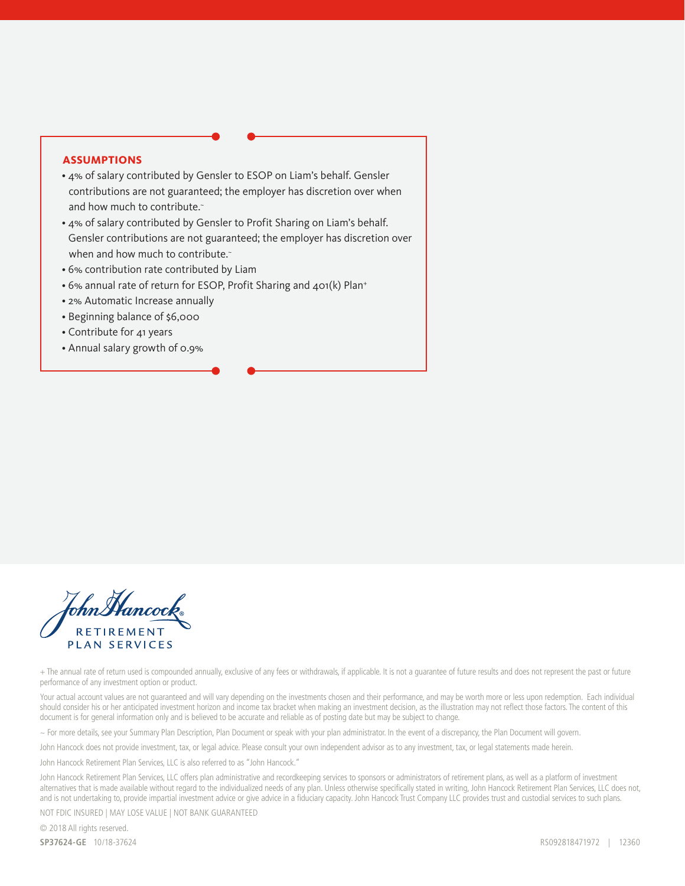### ASSUMPTIONS

- 4% of salary contributed by Gensler to ESOP on Liam's behalf. Gensler contributions are not guaranteed; the employer has discretion over when and how much to contribute.~
- 4% of salary contributed by Gensler to Profit Sharing on Liam's behalf. Gensler contributions are not guaranteed; the employer has discretion over when and how much to contribute.~
- 6% contribution rate contributed by Liam
- 6% annual rate of return for ESOP, Profit Sharing and 401(k) Plan+
- 2% Automatic Increase annually
- Beginning balance of $6,000
- Contribute for 41 years
- Annual salary growth of 0.9%

John Hancock
RETIREMENT
PLAN SERVICES

+ The annual rate of return used is compounded annually, exclusive of any fees or withdrawals, if applicable. It is not a guarantee of future results and does not represent the past or future performance of any investment option or product.

Your actual account values are not guaranteed and will vary depending on the investments chosen and their performance, and may be worth more or less upon redemption. Each individual should consider his or her anticipated investment horizon and income tax bracket when making an investment decision, as the illustration may not reflect those factors. The content of this document is for general information only and is believed to be accurate and reliable as of posting date but may be subject to change.

~ For more details, see your Summary Plan Description, Plan Document or speak with your plan administrator. In the event of a discrepancy, the Plan Document will govern.

John Hancock does not provide investment, tax, or legal advice. Please consult your own independent advisor as to any investment, tax, or legal statements made herein.

John Hancock Retirement Plan Services, LLC is also referred to as "John Hancock."

John Hancock Retirement Plan Services, LLC offers plan administrative and recordkeeping services to sponsors or administrators of retirement plans, as well as a platform of investment alternatives that is made available without regard to the individualized needs of any plan. Unless otherwise specifically stated in writing, John Hancock Retirement Plan Services, LLC does not, and is not undertaking to, provide impartial investment advice or give advice in a fiduciary capacity. John Hancock Trust Company LLC provides trust and custodial services to such plans.

NOT FDIC INSURED | MAY LOSE VALUE | NOT BANK GUARANTEED

© 2018 All rights reserved.

**SP37624-GE** 10/18-37624

RS092818471972 | 12360